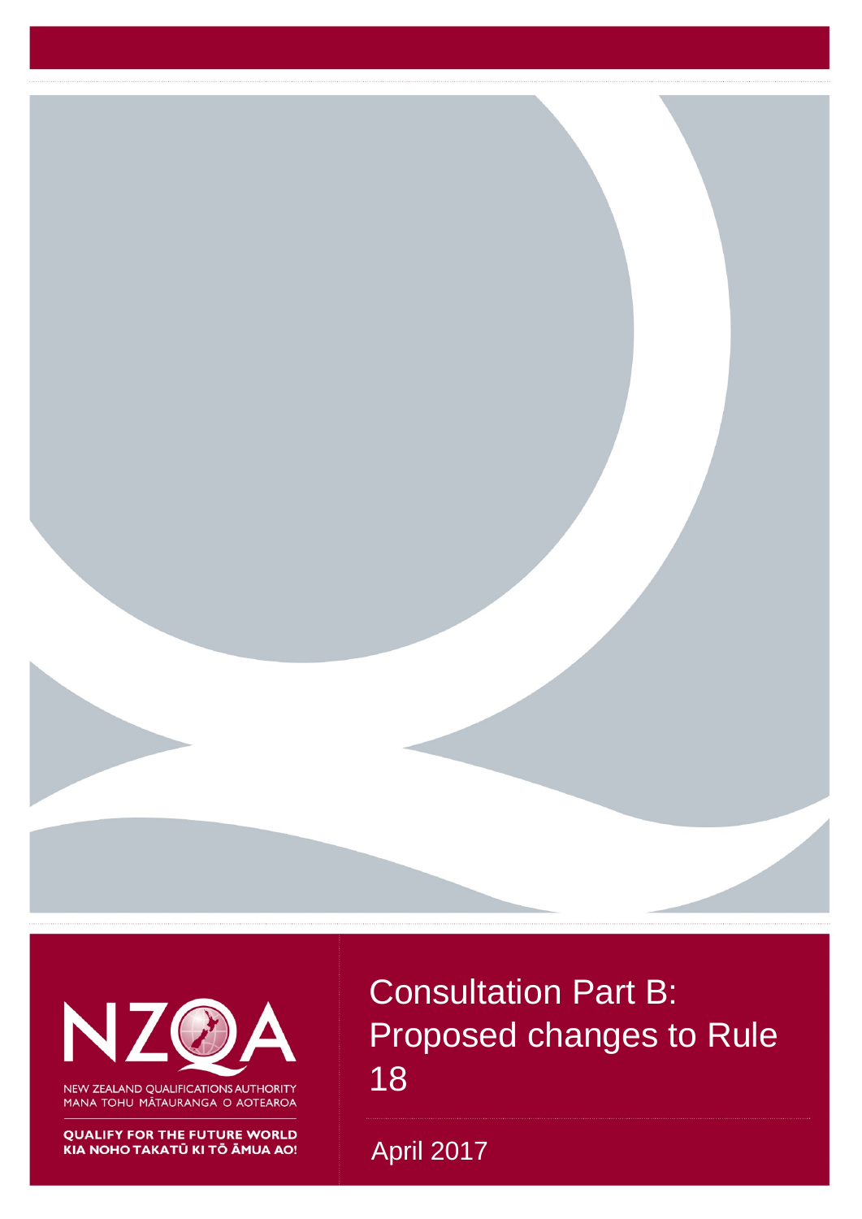NZQA

NEW ZEALAND QUALIFICATIONS AUTHORITY
MANA TOHU MĀTAURANGA O AOTEAROA

QUALIFY FOR THE FUTURE WORLD
KIA NOHO TAKATŪ KI TŌ ĀMUA AO!

# Consultation Part B: Proposed changes to Rule 18

April 2017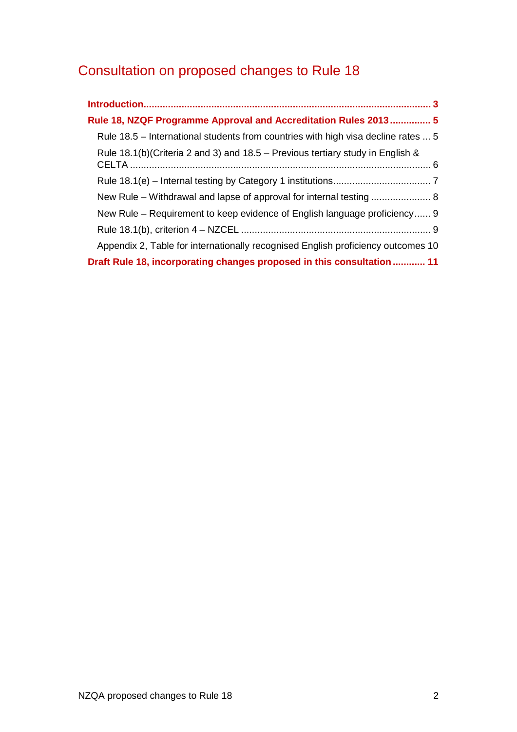# Consultation on proposed changes to Rule 18

**Introduction** .......... 3

**Rule 18, NZQF Programme Approval and Accreditation Rules 2013** .......... 5

- Rule 18.5 – International students from countries with high visa decline rates .......... 5
- Rule 18.1(b)(Criteria 2 and 3) and 18.5 – Previous tertiary study in English & CELTA .......... 6
- Rule 18.1(e) – Internal testing by Category 1 institutions .......... 7
- New Rule – Withdrawal and lapse of approval for internal testing .......... 8
- New Rule – Requirement to keep evidence of English language proficiency .......... 9
- Rule 18.1(b), criterion 4 – NZCEL .......... 9
- Appendix 2, Table for internationally recognised English proficiency outcomes .......... 10

**Draft Rule 18, incorporating changes proposed in this consultation** .......... 11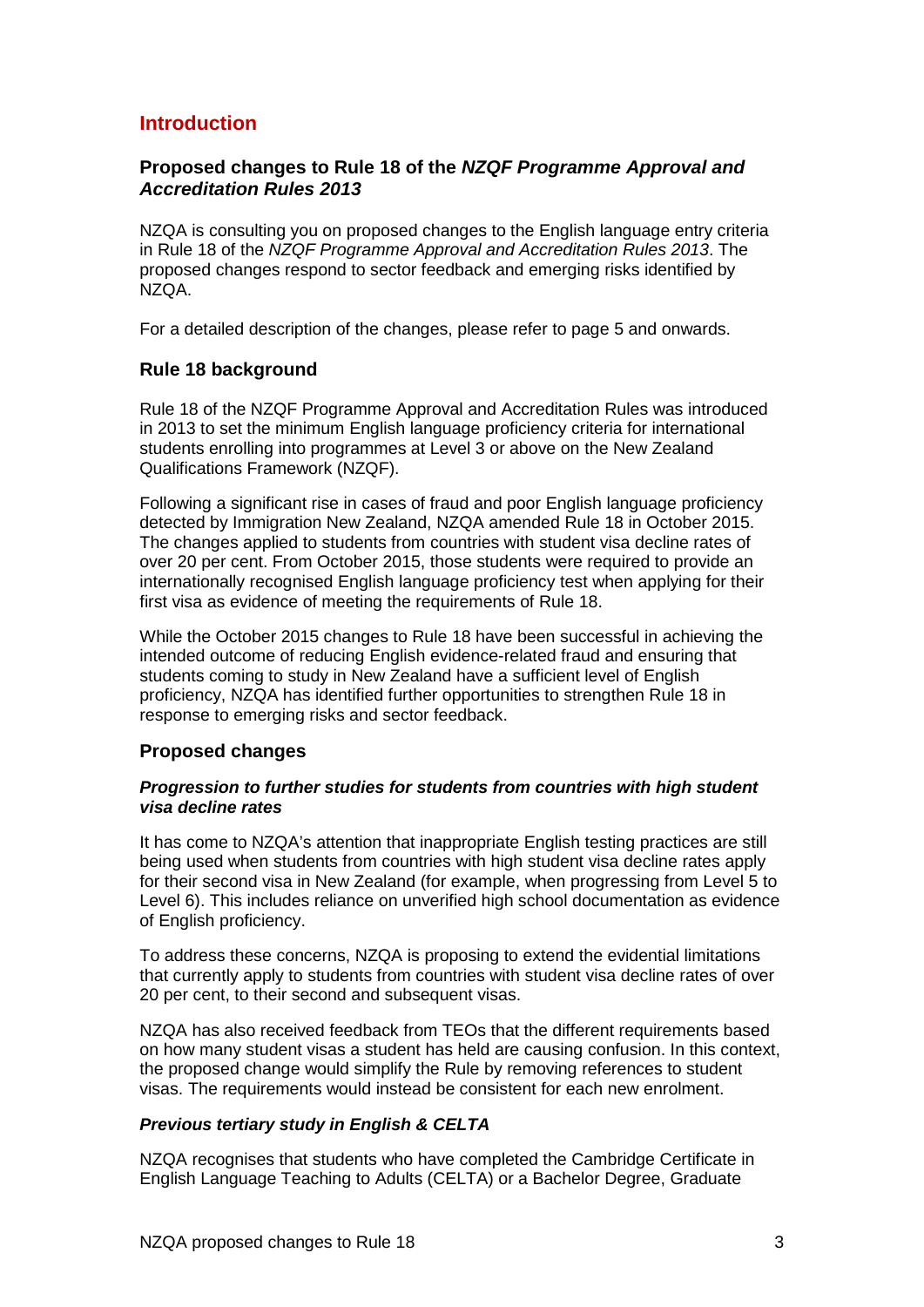## Introduction

### Proposed changes to Rule 18 of the *NZQF Programme Approval and Accreditation Rules 2013*

NZQA is consulting you on proposed changes to the English language entry criteria in Rule 18 of the *NZQF Programme Approval and Accreditation Rules 2013*. The proposed changes respond to sector feedback and emerging risks identified by NZQA.

For a detailed description of the changes, please refer to page 5 and onwards.

### Rule 18 background

Rule 18 of the NZQF Programme Approval and Accreditation Rules was introduced in 2013 to set the minimum English language proficiency criteria for international students enrolling into programmes at Level 3 or above on the New Zealand Qualifications Framework (NZQF).

Following a significant rise in cases of fraud and poor English language proficiency detected by Immigration New Zealand, NZQA amended Rule 18 in October 2015. The changes applied to students from countries with student visa decline rates of over 20 per cent. From October 2015, those students were required to provide an internationally recognised English language proficiency test when applying for their first visa as evidence of meeting the requirements of Rule 18.

While the October 2015 changes to Rule 18 have been successful in achieving the intended outcome of reducing English evidence-related fraud and ensuring that students coming to study in New Zealand have a sufficient level of English proficiency, NZQA has identified further opportunities to strengthen Rule 18 in response to emerging risks and sector feedback.

### Proposed changes

#### *Progression to further studies for students from countries with high student visa decline rates*

It has come to NZQA's attention that inappropriate English testing practices are still being used when students from countries with high student visa decline rates apply for their second visa in New Zealand (for example, when progressing from Level 5 to Level 6). This includes reliance on unverified high school documentation as evidence of English proficiency.

To address these concerns, NZQA is proposing to extend the evidential limitations that currently apply to students from countries with student visa decline rates of over 20 per cent, to their second and subsequent visas.

NZQA has also received feedback from TEOs that the different requirements based on how many student visas a student has held are causing confusion. In this context, the proposed change would simplify the Rule by removing references to student visas. The requirements would instead be consistent for each new enrolment.

#### *Previous tertiary study in English & CELTA*

NZQA recognises that students who have completed the Cambridge Certificate in English Language Teaching to Adults (CELTA) or a Bachelor Degree, Graduate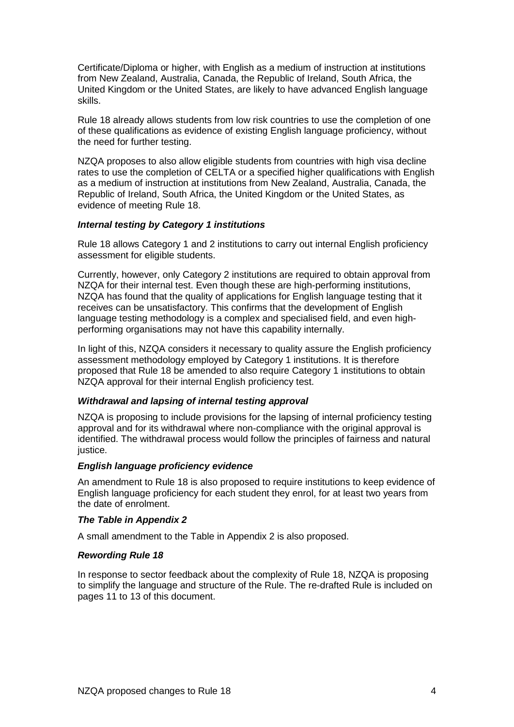Certificate/Diploma or higher, with English as a medium of instruction at institutions from New Zealand, Australia, Canada, the Republic of Ireland, South Africa, the United Kingdom or the United States, are likely to have advanced English language skills.

Rule 18 already allows students from low risk countries to use the completion of one of these qualifications as evidence of existing English language proficiency, without the need for further testing.

NZQA proposes to also allow eligible students from countries with high visa decline rates to use the completion of CELTA or a specified higher qualifications with English as a medium of instruction at institutions from New Zealand, Australia, Canada, the Republic of Ireland, South Africa, the United Kingdom or the United States, as evidence of meeting Rule 18.

#### *Internal testing by Category 1 institutions*

Rule 18 allows Category 1 and 2 institutions to carry out internal English proficiency assessment for eligible students.

Currently, however, only Category 2 institutions are required to obtain approval from NZQA for their internal test. Even though these are high-performing institutions, NZQA has found that the quality of applications for English language testing that it receives can be unsatisfactory. This confirms that the development of English language testing methodology is a complex and specialised field, and even high-performing organisations may not have this capability internally.

In light of this, NZQA considers it necessary to quality assure the English proficiency assessment methodology employed by Category 1 institutions. It is therefore proposed that Rule 18 be amended to also require Category 1 institutions to obtain NZQA approval for their internal English proficiency test.

#### *Withdrawal and lapsing of internal testing approval*

NZQA is proposing to include provisions for the lapsing of internal proficiency testing approval and for its withdrawal where non-compliance with the original approval is identified. The withdrawal process would follow the principles of fairness and natural justice.

#### *English language proficiency evidence*

An amendment to Rule 18 is also proposed to require institutions to keep evidence of English language proficiency for each student they enrol, for at least two years from the date of enrolment.

#### *The Table in Appendix 2*

A small amendment to the Table in Appendix 2 is also proposed.

#### *Rewording Rule 18*

In response to sector feedback about the complexity of Rule 18, NZQA is proposing to simplify the language and structure of the Rule. The re-drafted Rule is included on pages 11 to 13 of this document.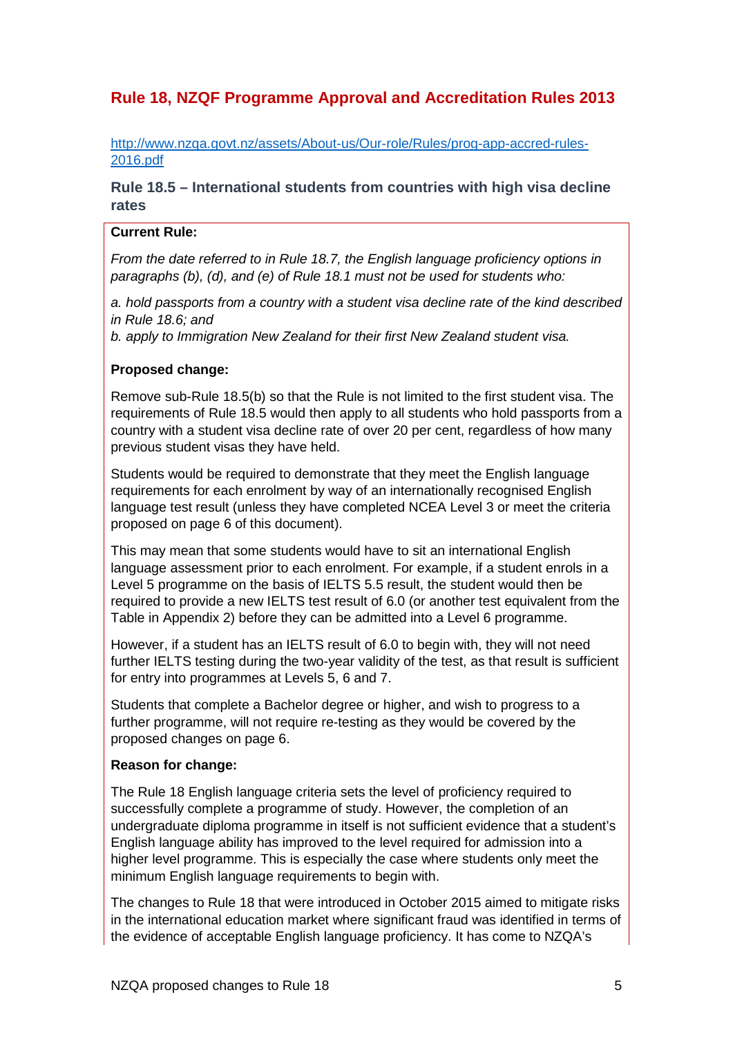## Rule 18, NZQF Programme Approval and Accreditation Rules 2013

http://www.nzqa.govt.nz/assets/About-us/Our-role/Rules/prog-app-accred-rules-2016.pdf

### Rule 18.5 – International students from countries with high visa decline rates

**Current Rule:**

*From the date referred to in Rule 18.7, the English language proficiency options in paragraphs (b), (d), and (e) of Rule 18.1 must not be used for students who:*

*a. hold passports from a country with a student visa decline rate of the kind described in Rule 18.6; and*
*b. apply to Immigration New Zealand for their first New Zealand student visa.*

**Proposed change:**

Remove sub-Rule 18.5(b) so that the Rule is not limited to the first student visa. The requirements of Rule 18.5 would then apply to all students who hold passports from a country with a student visa decline rate of over 20 per cent, regardless of how many previous student visas they have held.

Students would be required to demonstrate that they meet the English language requirements for each enrolment by way of an internationally recognised English language test result (unless they have completed NCEA Level 3 or meet the criteria proposed on page 6 of this document).

This may mean that some students would have to sit an international English language assessment prior to each enrolment. For example, if a student enrols in a Level 5 programme on the basis of IELTS 5.5 result, the student would then be required to provide a new IELTS test result of 6.0 (or another test equivalent from the Table in Appendix 2) before they can be admitted into a Level 6 programme.

However, if a student has an IELTS result of 6.0 to begin with, they will not need further IELTS testing during the two-year validity of the test, as that result is sufficient for entry into programmes at Levels 5, 6 and 7.

Students that complete a Bachelor degree or higher, and wish to progress to a further programme, will not require re-testing as they would be covered by the proposed changes on page 6.

**Reason for change:**

The Rule 18 English language criteria sets the level of proficiency required to successfully complete a programme of study. However, the completion of an undergraduate diploma programme in itself is not sufficient evidence that a student's English language ability has improved to the level required for admission into a higher level programme. This is especially the case where students only meet the minimum English language requirements to begin with.

The changes to Rule 18 that were introduced in October 2015 aimed to mitigate risks in the international education market where significant fraud was identified in terms of the evidence of acceptable English language proficiency. It has come to NZQA's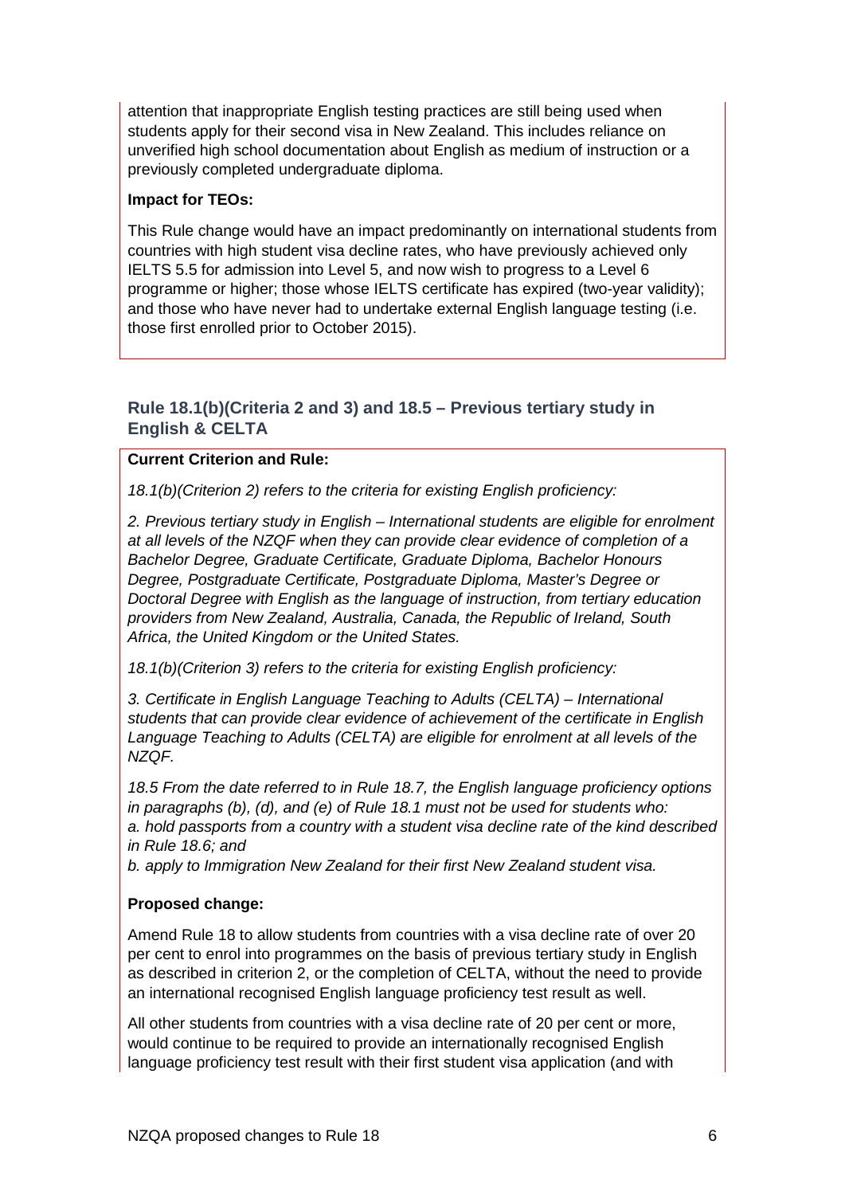attention that inappropriate English testing practices are still being used when students apply for their second visa in New Zealand. This includes reliance on unverified high school documentation about English as medium of instruction or a previously completed undergraduate diploma.

**Impact for TEOs:**

This Rule change would have an impact predominantly on international students from countries with high student visa decline rates, who have previously achieved only IELTS 5.5 for admission into Level 5, and now wish to progress to a Level 6 programme or higher; those whose IELTS certificate has expired (two-year validity); and those who have never had to undertake external English language testing (i.e. those first enrolled prior to October 2015).

### Rule 18.1(b)(Criteria 2 and 3) and 18.5 – Previous tertiary study in English & CELTA

**Current Criterion and Rule:**

*18.1(b)(Criterion 2) refers to the criteria for existing English proficiency:*

*2. Previous tertiary study in English – International students are eligible for enrolment at all levels of the NZQF when they can provide clear evidence of completion of a Bachelor Degree, Graduate Certificate, Graduate Diploma, Bachelor Honours Degree, Postgraduate Certificate, Postgraduate Diploma, Master's Degree or Doctoral Degree with English as the language of instruction, from tertiary education providers from New Zealand, Australia, Canada, the Republic of Ireland, South Africa, the United Kingdom or the United States.*

*18.1(b)(Criterion 3) refers to the criteria for existing English proficiency:*

*3. Certificate in English Language Teaching to Adults (CELTA) – International students that can provide clear evidence of achievement of the certificate in English Language Teaching to Adults (CELTA) are eligible for enrolment at all levels of the NZQF.*

*18.5 From the date referred to in Rule 18.7, the English language proficiency options in paragraphs (b), (d), and (e) of Rule 18.1 must not be used for students who:*
*a. hold passports from a country with a student visa decline rate of the kind described in Rule 18.6; and*
*b. apply to Immigration New Zealand for their first New Zealand student visa.*

**Proposed change:**

Amend Rule 18 to allow students from countries with a visa decline rate of over 20 per cent to enrol into programmes on the basis of previous tertiary study in English as described in criterion 2, or the completion of CELTA, without the need to provide an international recognised English language proficiency test result as well.

All other students from countries with a visa decline rate of 20 per cent or more, would continue to be required to provide an internationally recognised English language proficiency test result with their first student visa application (and with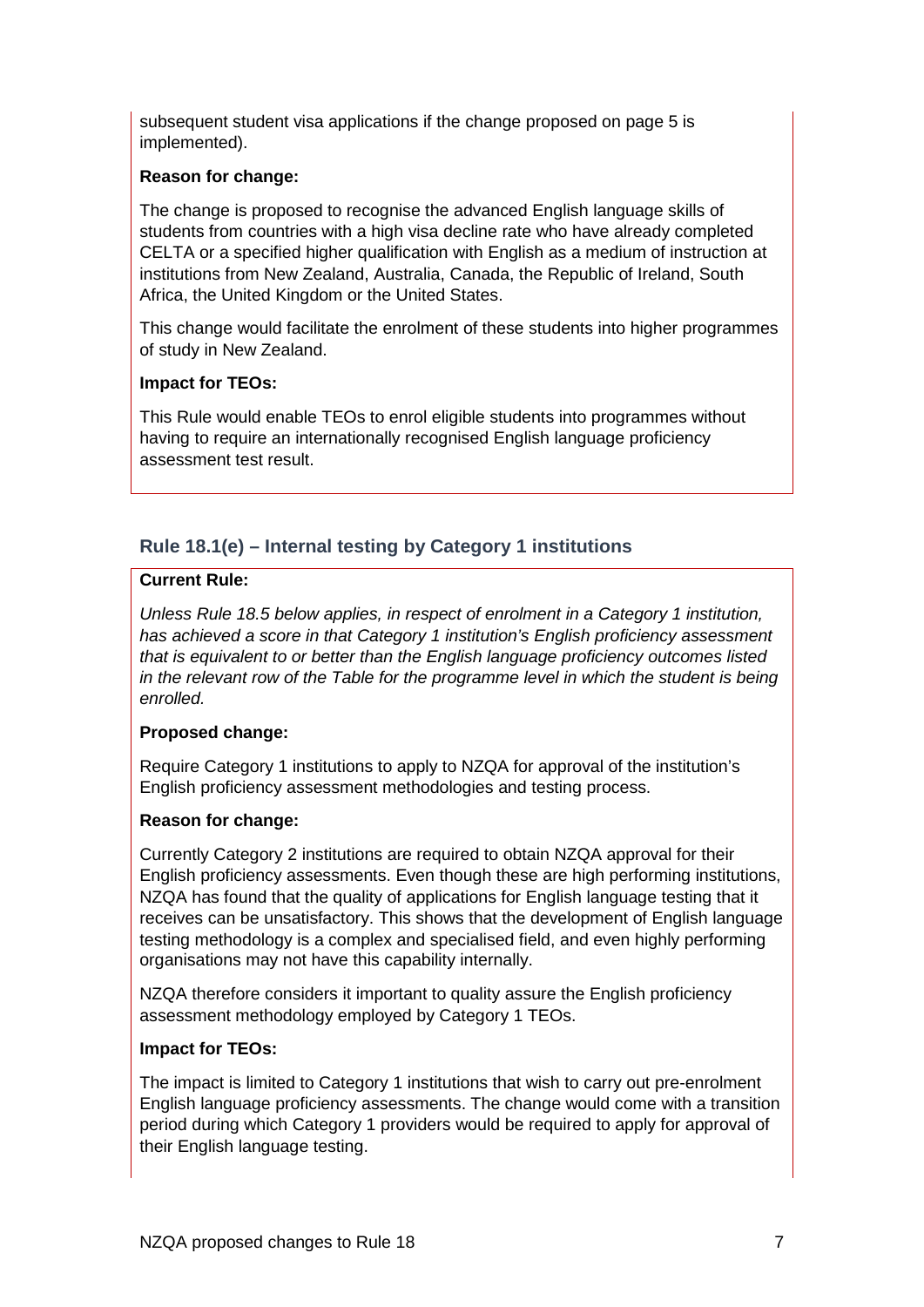subsequent student visa applications if the change proposed on page 5 is implemented).

**Reason for change:**

The change is proposed to recognise the advanced English language skills of students from countries with a high visa decline rate who have already completed CELTA or a specified higher qualification with English as a medium of instruction at institutions from New Zealand, Australia, Canada, the Republic of Ireland, South Africa, the United Kingdom or the United States.

This change would facilitate the enrolment of these students into higher programmes of study in New Zealand.

**Impact for TEOs:**

This Rule would enable TEOs to enrol eligible students into programmes without having to require an internationally recognised English language proficiency assessment test result.

### Rule 18.1(e) – Internal testing by Category 1 institutions

**Current Rule:**

*Unless Rule 18.5 below applies, in respect of enrolment in a Category 1 institution, has achieved a score in that Category 1 institution's English proficiency assessment that is equivalent to or better than the English language proficiency outcomes listed in the relevant row of the Table for the programme level in which the student is being enrolled.*

**Proposed change:**

Require Category 1 institutions to apply to NZQA for approval of the institution's English proficiency assessment methodologies and testing process.

**Reason for change:**

Currently Category 2 institutions are required to obtain NZQA approval for their English proficiency assessments. Even though these are high performing institutions, NZQA has found that the quality of applications for English language testing that it receives can be unsatisfactory. This shows that the development of English language testing methodology is a complex and specialised field, and even highly performing organisations may not have this capability internally.

NZQA therefore considers it important to quality assure the English proficiency assessment methodology employed by Category 1 TEOs.

**Impact for TEOs:**

The impact is limited to Category 1 institutions that wish to carry out pre-enrolment English language proficiency assessments. The change would come with a transition period during which Category 1 providers would be required to apply for approval of their English language testing.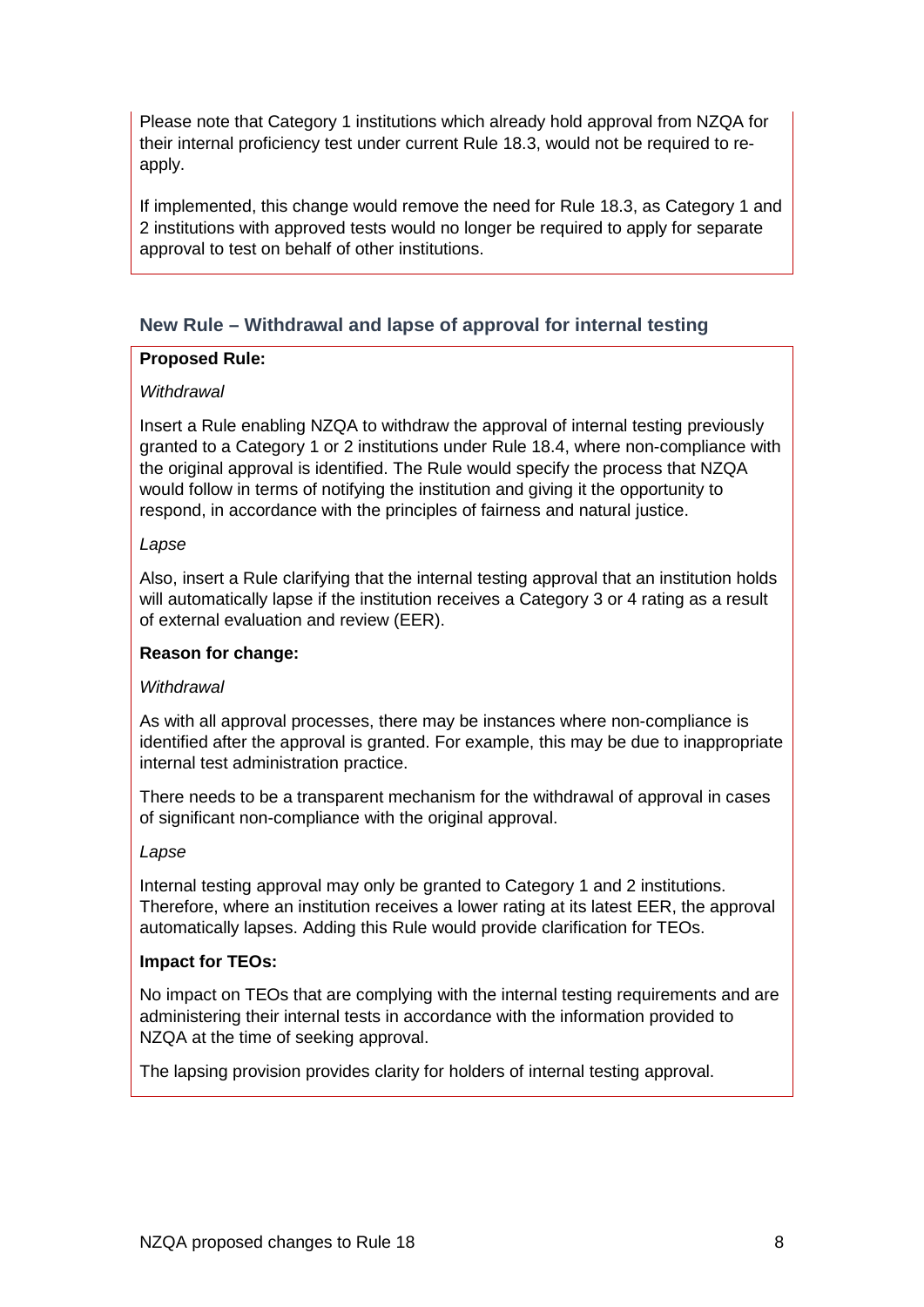Please note that Category 1 institutions which already hold approval from NZQA for their internal proficiency test under current Rule 18.3, would not be required to re-apply.

If implemented, this change would remove the need for Rule 18.3, as Category 1 and 2 institutions with approved tests would no longer be required to apply for separate approval to test on behalf of other institutions.

### New Rule – Withdrawal and lapse of approval for internal testing

**Proposed Rule:**

*Withdrawal*

Insert a Rule enabling NZQA to withdraw the approval of internal testing previously granted to a Category 1 or 2 institutions under Rule 18.4, where non-compliance with the original approval is identified. The Rule would specify the process that NZQA would follow in terms of notifying the institution and giving it the opportunity to respond, in accordance with the principles of fairness and natural justice.

*Lapse*

Also, insert a Rule clarifying that the internal testing approval that an institution holds will automatically lapse if the institution receives a Category 3 or 4 rating as a result of external evaluation and review (EER).

**Reason for change:**

*Withdrawal*

As with all approval processes, there may be instances where non-compliance is identified after the approval is granted. For example, this may be due to inappropriate internal test administration practice.

There needs to be a transparent mechanism for the withdrawal of approval in cases of significant non-compliance with the original approval.

*Lapse*

Internal testing approval may only be granted to Category 1 and 2 institutions. Therefore, where an institution receives a lower rating at its latest EER, the approval automatically lapses. Adding this Rule would provide clarification for TEOs.

**Impact for TEOs:**

No impact on TEOs that are complying with the internal testing requirements and are administering their internal tests in accordance with the information provided to NZQA at the time of seeking approval.

The lapsing provision provides clarity for holders of internal testing approval.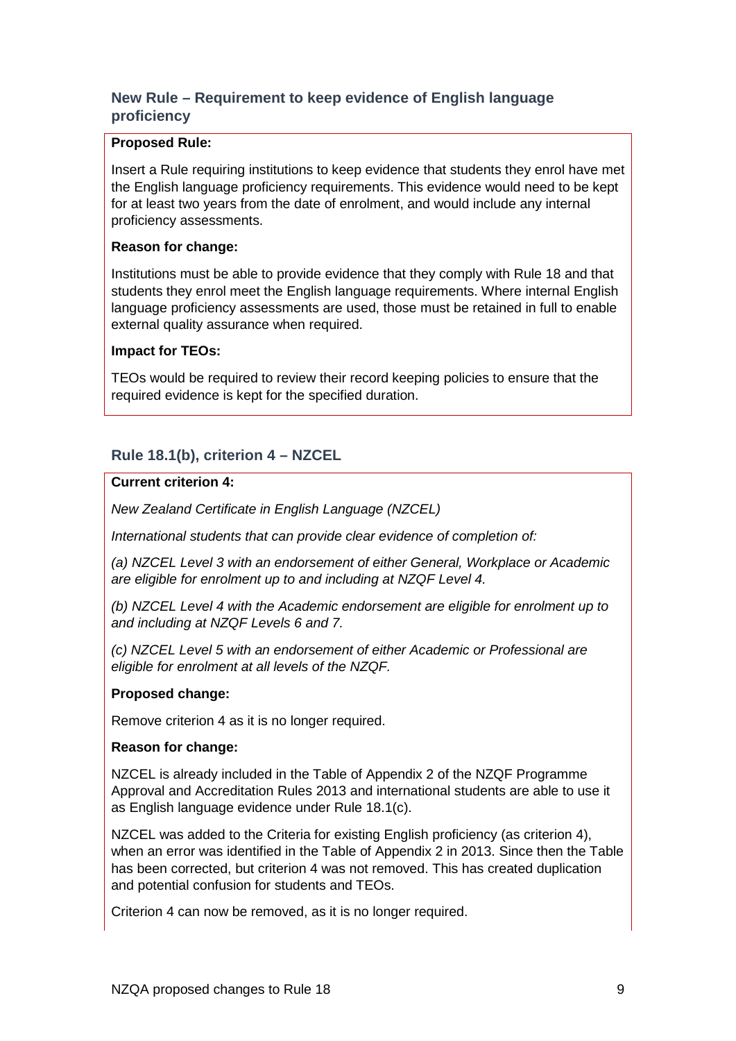## New Rule – Requirement to keep evidence of English language proficiency

**Proposed Rule:**

Insert a Rule requiring institutions to keep evidence that students they enrol have met the English language proficiency requirements. This evidence would need to be kept for at least two years from the date of enrolment, and would include any internal proficiency assessments.

**Reason for change:**

Institutions must be able to provide evidence that they comply with Rule 18 and that students they enrol meet the English language requirements. Where internal English language proficiency assessments are used, those must be retained in full to enable external quality assurance when required.

**Impact for TEOs:**

TEOs would be required to review their record keeping policies to ensure that the required evidence is kept for the specified duration.

## Rule 18.1(b), criterion 4 – NZCEL

**Current criterion 4:**

*New Zealand Certificate in English Language (NZCEL)*

*International students that can provide clear evidence of completion of:*

*(a) NZCEL Level 3 with an endorsement of either General, Workplace or Academic are eligible for enrolment up to and including at NZQF Level 4.*

*(b) NZCEL Level 4 with the Academic endorsement are eligible for enrolment up to and including at NZQF Levels 6 and 7.*

*(c) NZCEL Level 5 with an endorsement of either Academic or Professional are eligible for enrolment at all levels of the NZQF.*

**Proposed change:**

Remove criterion 4 as it is no longer required.

**Reason for change:**

NZCEL is already included in the Table of Appendix 2 of the NZQF Programme Approval and Accreditation Rules 2013 and international students are able to use it as English language evidence under Rule 18.1(c).

NZCEL was added to the Criteria for existing English proficiency (as criterion 4), when an error was identified in the Table of Appendix 2 in 2013. Since then the Table has been corrected, but criterion 4 was not removed. This has created duplication and potential confusion for students and TEOs.

Criterion 4 can now be removed, as it is no longer required.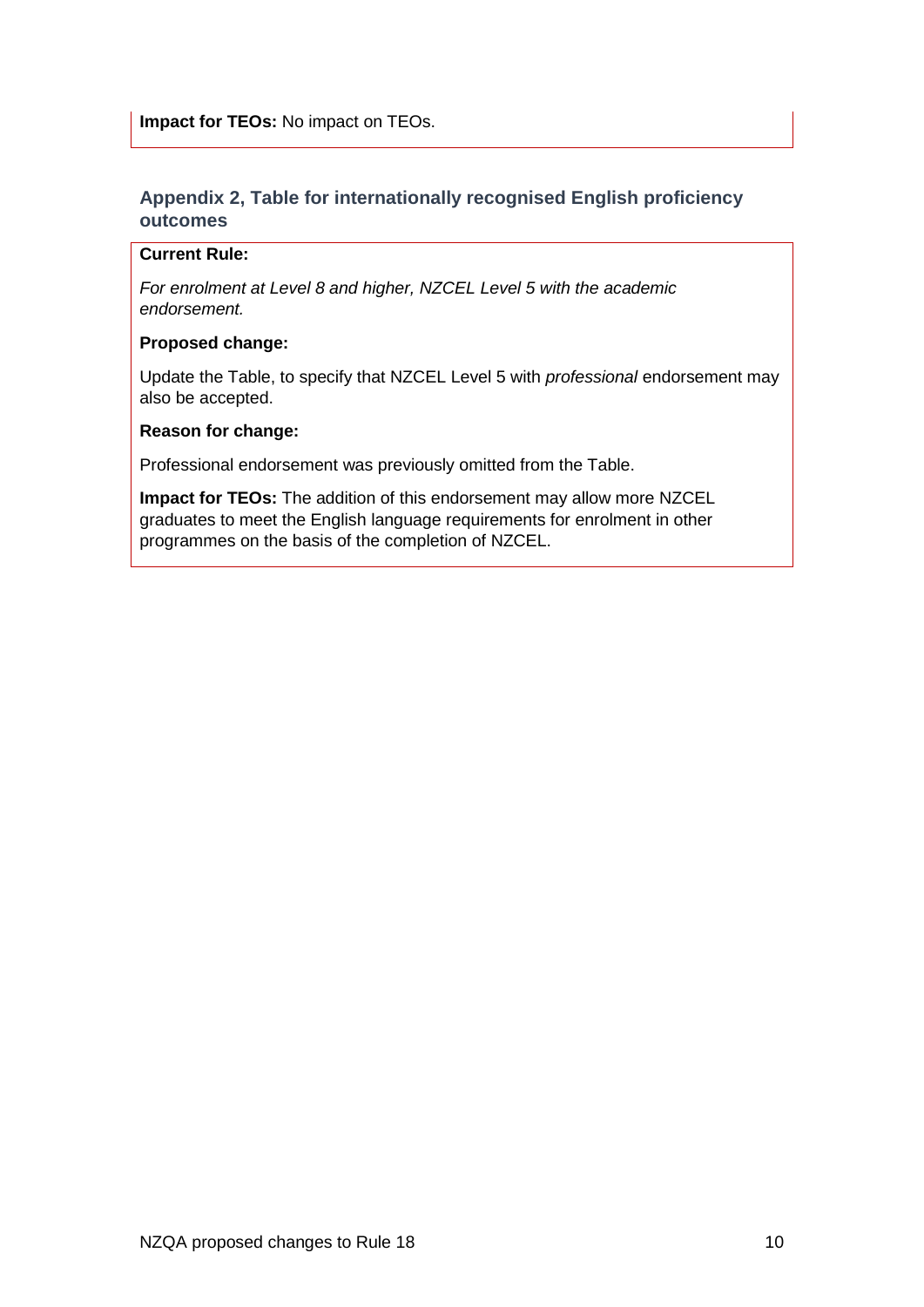**Impact for TEOs:** No impact on TEOs.

### Appendix 2, Table for internationally recognised English proficiency outcomes

**Current Rule:**

*For enrolment at Level 8 and higher, NZCEL Level 5 with the academic endorsement.*

**Proposed change:**

Update the Table, to specify that NZCEL Level 5 with *professional* endorsement may also be accepted.

**Reason for change:**

Professional endorsement was previously omitted from the Table.

**Impact for TEOs:** The addition of this endorsement may allow more NZCEL graduates to meet the English language requirements for enrolment in other programmes on the basis of the completion of NZCEL.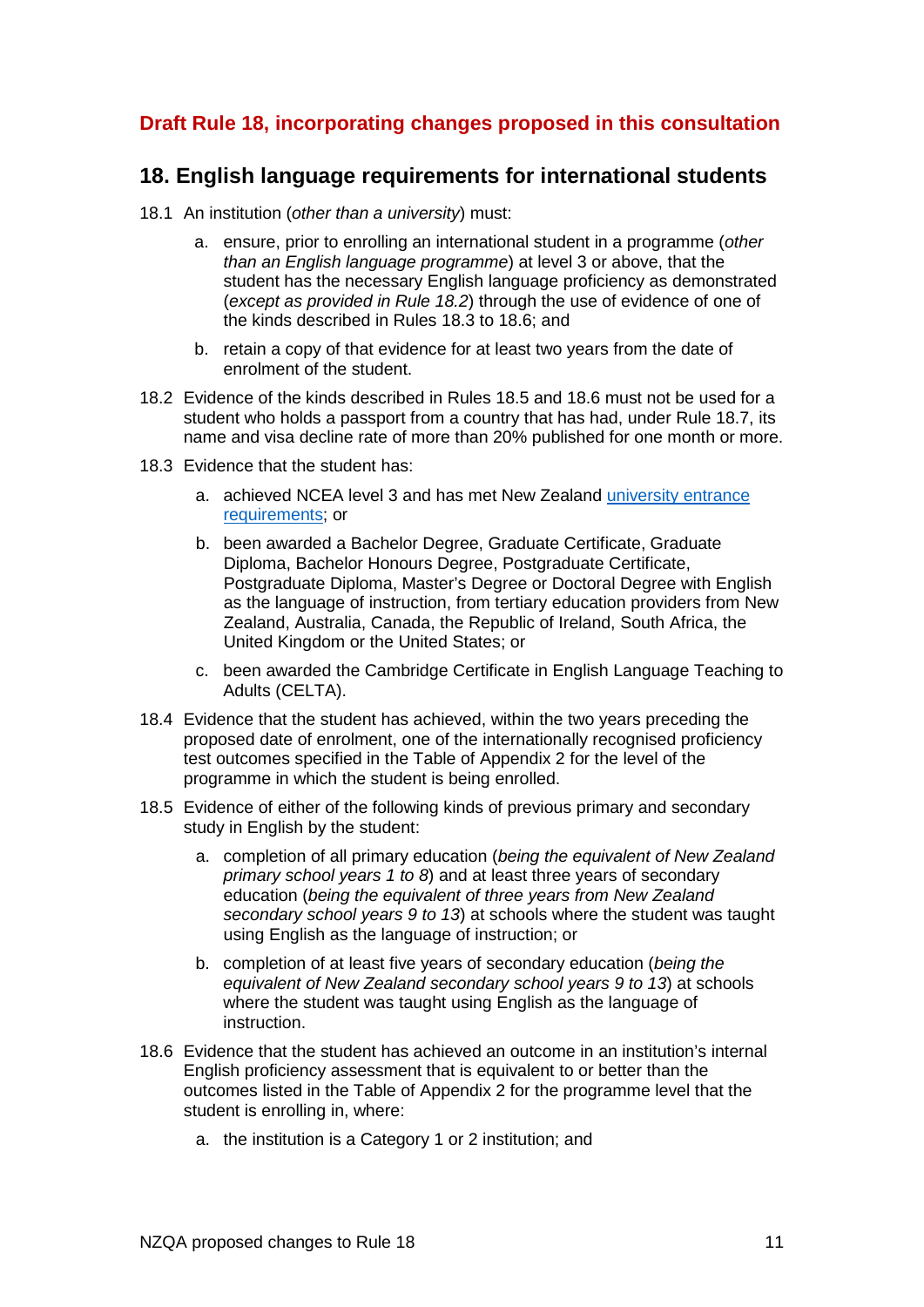**Draft Rule 18, incorporating changes proposed in this consultation**

## 18. English language requirements for international students

18.1 An institution (*other than a university*) must:

  a. ensure, prior to enrolling an international student in a programme (*other than an English language programme*) at level 3 or above, that the student has the necessary English language proficiency as demonstrated (*except as provided in Rule 18.2*) through the use of evidence of one of the kinds described in Rules 18.3 to 18.6; and

  b. retain a copy of that evidence for at least two years from the date of enrolment of the student.

18.2 Evidence of the kinds described in Rules 18.5 and 18.6 must not be used for a student who holds a passport from a country that has had, under Rule 18.7, its name and visa decline rate of more than 20% published for one month or more.

18.3 Evidence that the student has:

  a. achieved NCEA level 3 and has met New Zealand university entrance requirements; or

  b. been awarded a Bachelor Degree, Graduate Certificate, Graduate Diploma, Bachelor Honours Degree, Postgraduate Certificate, Postgraduate Diploma, Master's Degree or Doctoral Degree with English as the language of instruction, from tertiary education providers from New Zealand, Australia, Canada, the Republic of Ireland, South Africa, the United Kingdom or the United States; or

  c. been awarded the Cambridge Certificate in English Language Teaching to Adults (CELTA).

18.4 Evidence that the student has achieved, within the two years preceding the proposed date of enrolment, one of the internationally recognised proficiency test outcomes specified in the Table of Appendix 2 for the level of the programme in which the student is being enrolled.

18.5 Evidence of either of the following kinds of previous primary and secondary study in English by the student:

  a. completion of all primary education (*being the equivalent of New Zealand primary school years 1 to 8*) and at least three years of secondary education (*being the equivalent of three years from New Zealand secondary school years 9 to 13*) at schools where the student was taught using English as the language of instruction; or

  b. completion of at least five years of secondary education (*being the equivalent of New Zealand secondary school years 9 to 13*) at schools where the student was taught using English as the language of instruction.

18.6 Evidence that the student has achieved an outcome in an institution's internal English proficiency assessment that is equivalent to or better than the outcomes listed in the Table of Appendix 2 for the programme level that the student is enrolling in, where:

  a. the institution is a Category 1 or 2 institution; and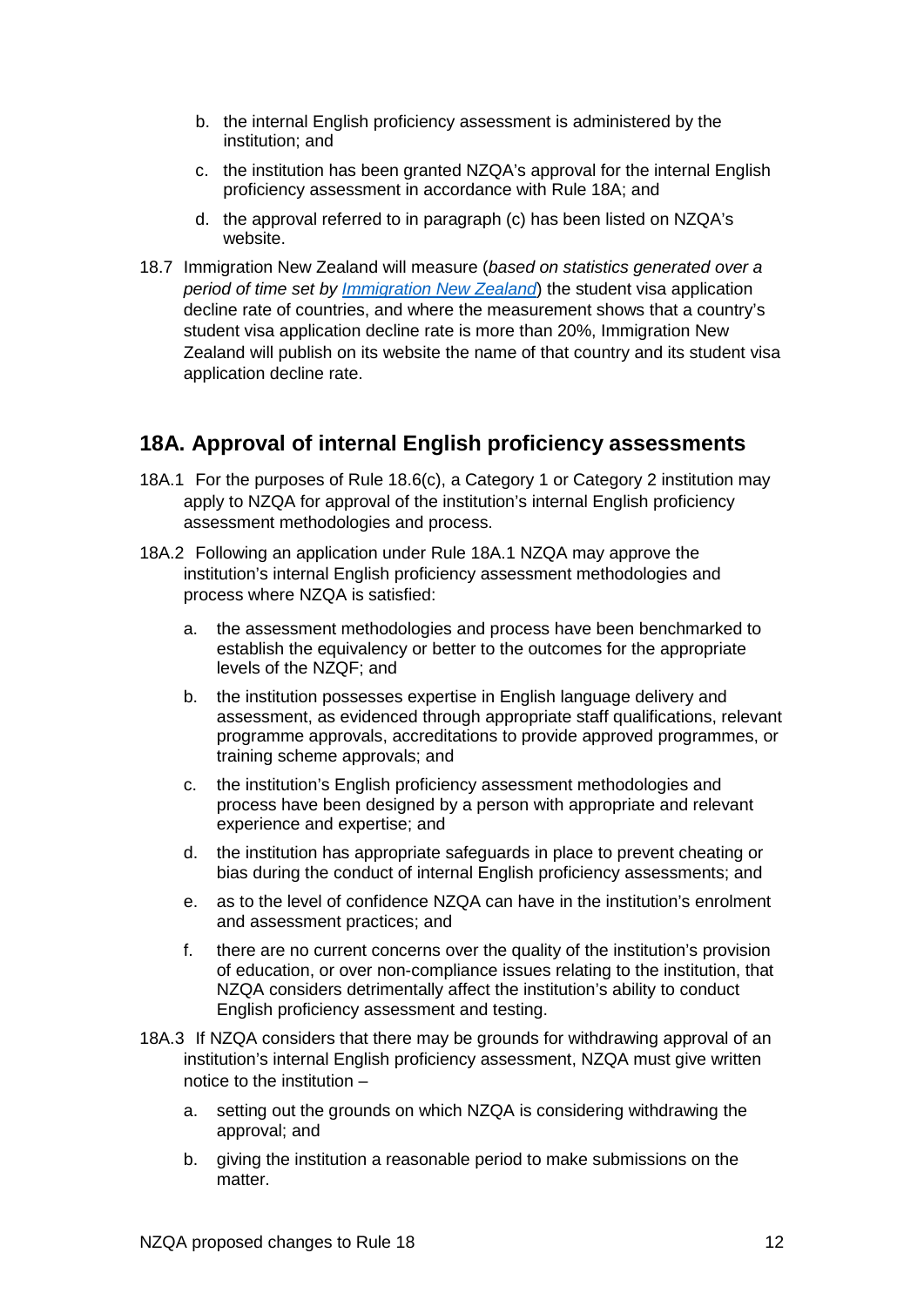b. the internal English proficiency assessment is administered by the institution; and

c. the institution has been granted NZQA's approval for the internal English proficiency assessment in accordance with Rule 18A; and

d. the approval referred to in paragraph (c) has been listed on NZQA's website.

18.7 Immigration New Zealand will measure (*based on statistics generated over a period of time set by [Immigration New Zealand](Immigration New Zealand)*) the student visa application decline rate of countries, and where the measurement shows that a country's student visa application decline rate is more than 20%, Immigration New Zealand will publish on its website the name of that country and its student visa application decline rate.

## 18A. Approval of internal English proficiency assessments

18A.1 For the purposes of Rule 18.6(c), a Category 1 or Category 2 institution may apply to NZQA for approval of the institution's internal English proficiency assessment methodologies and process.

18A.2 Following an application under Rule 18A.1 NZQA may approve the institution's internal English proficiency assessment methodologies and process where NZQA is satisfied:

a. the assessment methodologies and process have been benchmarked to establish the equivalency or better to the outcomes for the appropriate levels of the NZQF; and

b. the institution possesses expertise in English language delivery and assessment, as evidenced through appropriate staff qualifications, relevant programme approvals, accreditations to provide approved programmes, or training scheme approvals; and

c. the institution's English proficiency assessment methodologies and process have been designed by a person with appropriate and relevant experience and expertise; and

d. the institution has appropriate safeguards in place to prevent cheating or bias during the conduct of internal English proficiency assessments; and

e. as to the level of confidence NZQA can have in the institution's enrolment and assessment practices; and

f. there are no current concerns over the quality of the institution's provision of education, or over non-compliance issues relating to the institution, that NZQA considers detrimentally affect the institution's ability to conduct English proficiency assessment and testing.

18A.3 If NZQA considers that there may be grounds for withdrawing approval of an institution's internal English proficiency assessment, NZQA must give written notice to the institution –

a. setting out the grounds on which NZQA is considering withdrawing the approval; and

b. giving the institution a reasonable period to make submissions on the matter.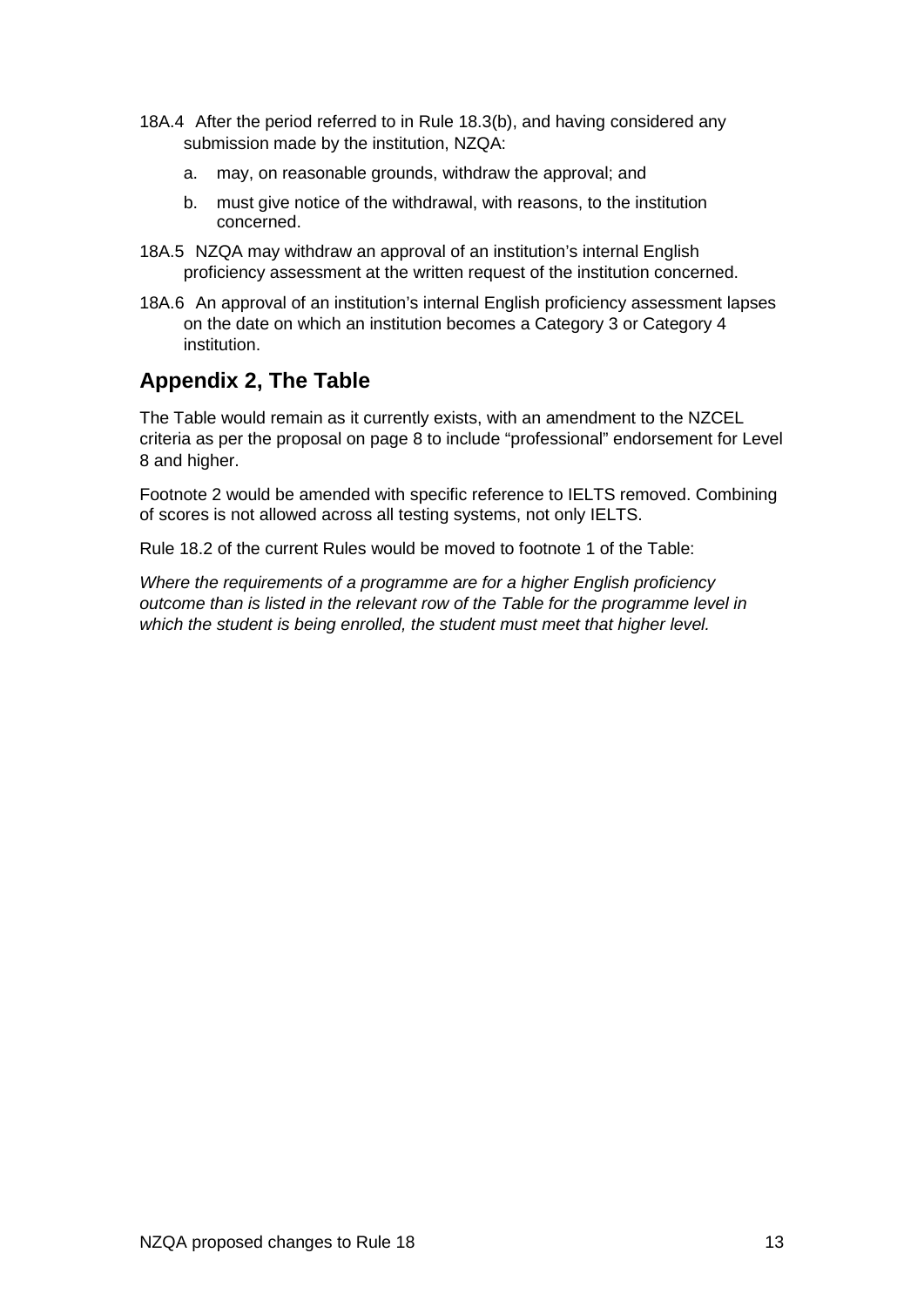18A.4 After the period referred to in Rule 18.3(b), and having considered any submission made by the institution, NZQA:

a. may, on reasonable grounds, withdraw the approval; and

b. must give notice of the withdrawal, with reasons, to the institution concerned.

18A.5 NZQA may withdraw an approval of an institution's internal English proficiency assessment at the written request of the institution concerned.

18A.6 An approval of an institution's internal English proficiency assessment lapses on the date on which an institution becomes a Category 3 or Category 4 institution.

## Appendix 2, The Table

The Table would remain as it currently exists, with an amendment to the NZCEL criteria as per the proposal on page 8 to include "professional" endorsement for Level 8 and higher.

Footnote 2 would be amended with specific reference to IELTS removed. Combining of scores is not allowed across all testing systems, not only IELTS.

Rule 18.2 of the current Rules would be moved to footnote 1 of the Table:

*Where the requirements of a programme are for a higher English proficiency outcome than is listed in the relevant row of the Table for the programme level in which the student is being enrolled, the student must meet that higher level.*